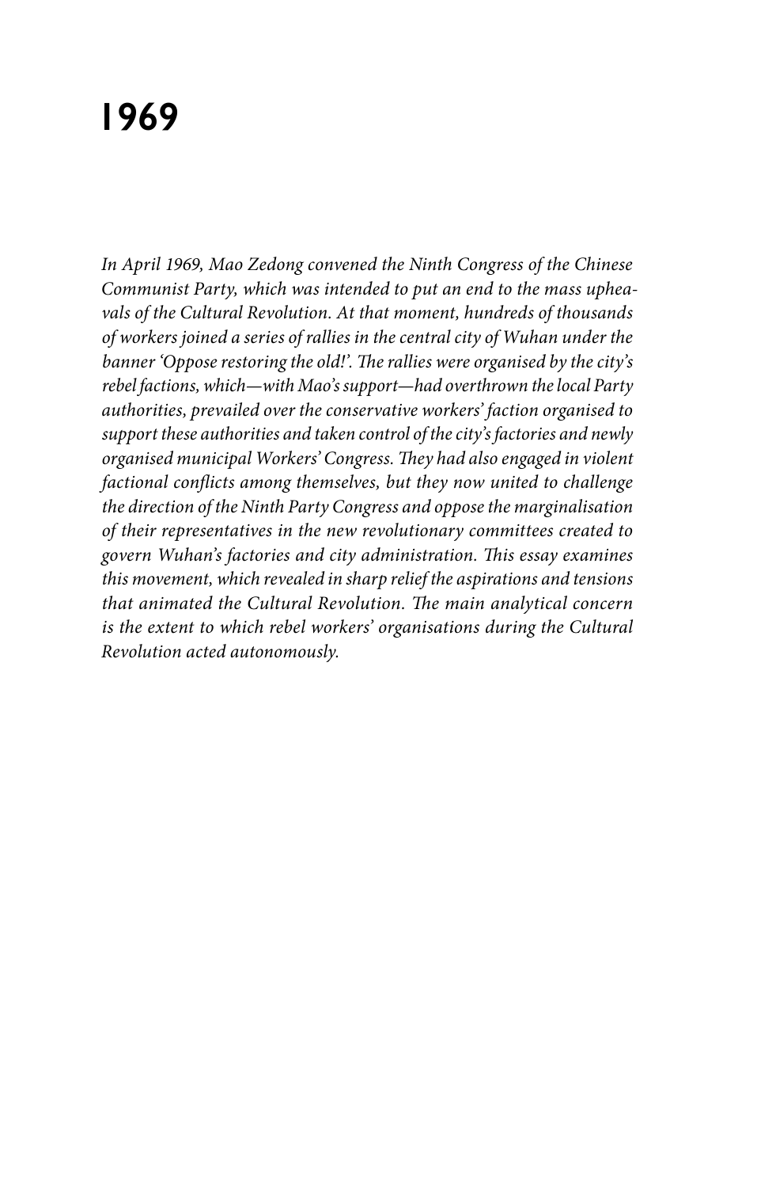# 1969

*In April 1969, Mao Zedong convened the Ninth Congress of the Chinese Communist Party, which was intended to put an end to the mass upheavals of the Cultural Revolution. At that moment, hundreds of thousands of workers joined a series of rallies in the central city of Wuhan under the banner 'Oppose restoring the old!'. The rallies were organised by the city's rebel factions, which—with Mao's support—had overthrown the local Party authorities, prevailed over the conservative workers' faction organised to support these authorities and taken control of the city's factories and newly organised municipal Workers' Congress. They had also engaged in violent factional conflicts among themselves, but they now united to challenge the direction of the Ninth Party Congress and oppose the marginalisation of their representatives in the new revolutionary committees created to govern Wuhan's factories and city administration. This essay examines this movement, which revealed in sharp relief the aspirations and tensions that animated the Cultural Revolution. The main analytical concern is the extent to which rebel workers' organisations during the Cultural Revolution acted autonomously.*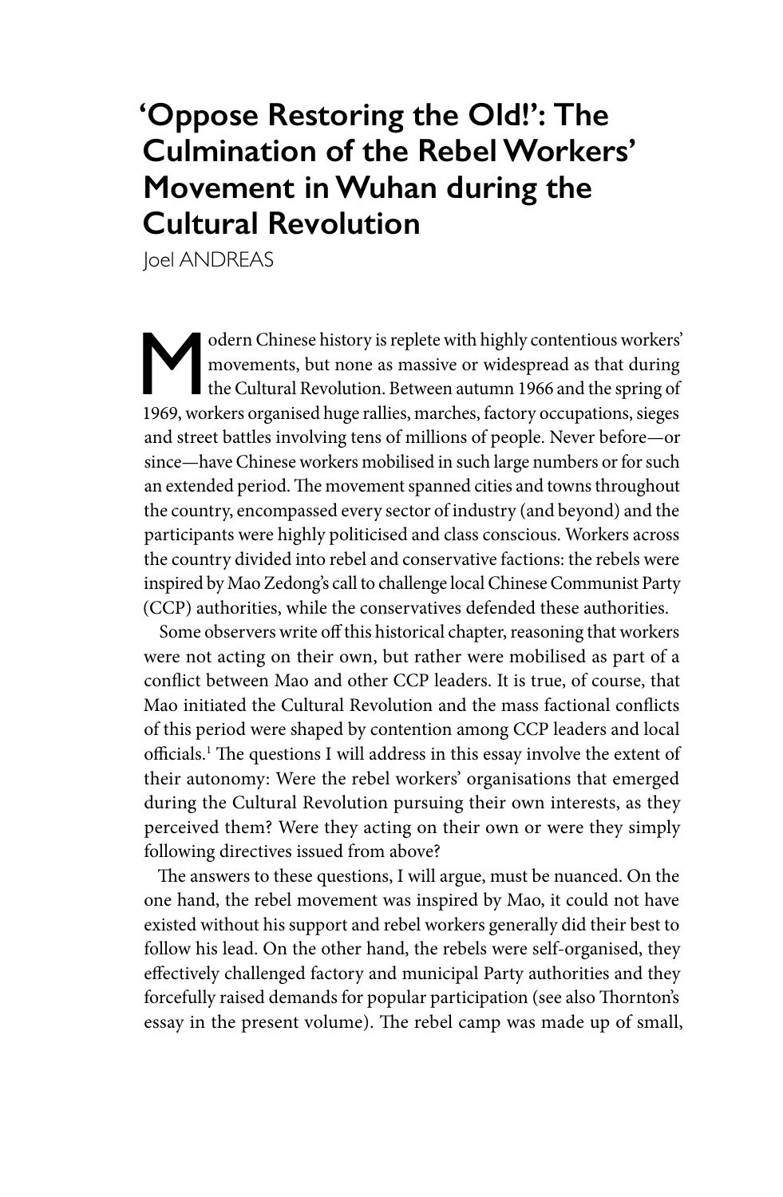# 'Oppose Restoring the Old!': The Culmination of the Rebel Workers' Movement in Wuhan during the Cultural Revolution

Joel ANDREAS

Modern Chinese history is replete with highly contentious workers' movements, but none as massive or widespread as that during the Cultural Revolution. Between autumn 1966 and the spring of 1969, workers organised huge rallies, marches, factory occupations, sieges and street battles involving tens of millions of people. Never before—or since—have Chinese workers mobilised in such large numbers or for such an extended period. The movement spanned cities and towns throughout the country, encompassed every sector of industry (and beyond) and the participants were highly politicised and class conscious. Workers across the country divided into rebel and conservative factions: the rebels were inspired by Mao Zedong's call to challenge local Chinese Communist Party (CCP) authorities, while the conservatives defended these authorities.

Some observers write off this historical chapter, reasoning that workers were not acting on their own, but rather were mobilised as part of a conflict between Mao and other CCP leaders. It is true, of course, that Mao initiated the Cultural Revolution and the mass factional conflicts of this period were shaped by contention among CCP leaders and local officials.[1] The questions I will address in this essay involve the extent of their autonomy: Were the rebel workers' organisations that emerged during the Cultural Revolution pursuing their own interests, as they perceived them? Were they acting on their own or were they simply following directives issued from above?

The answers to these questions, I will argue, must be nuanced. On the one hand, the rebel movement was inspired by Mao, it could not have existed without his support and rebel workers generally did their best to follow his lead. On the other hand, the rebels were self-organised, they effectively challenged factory and municipal Party authorities and they forcefully raised demands for popular participation (see also Thornton's essay in the present volume). The rebel camp was made up of small,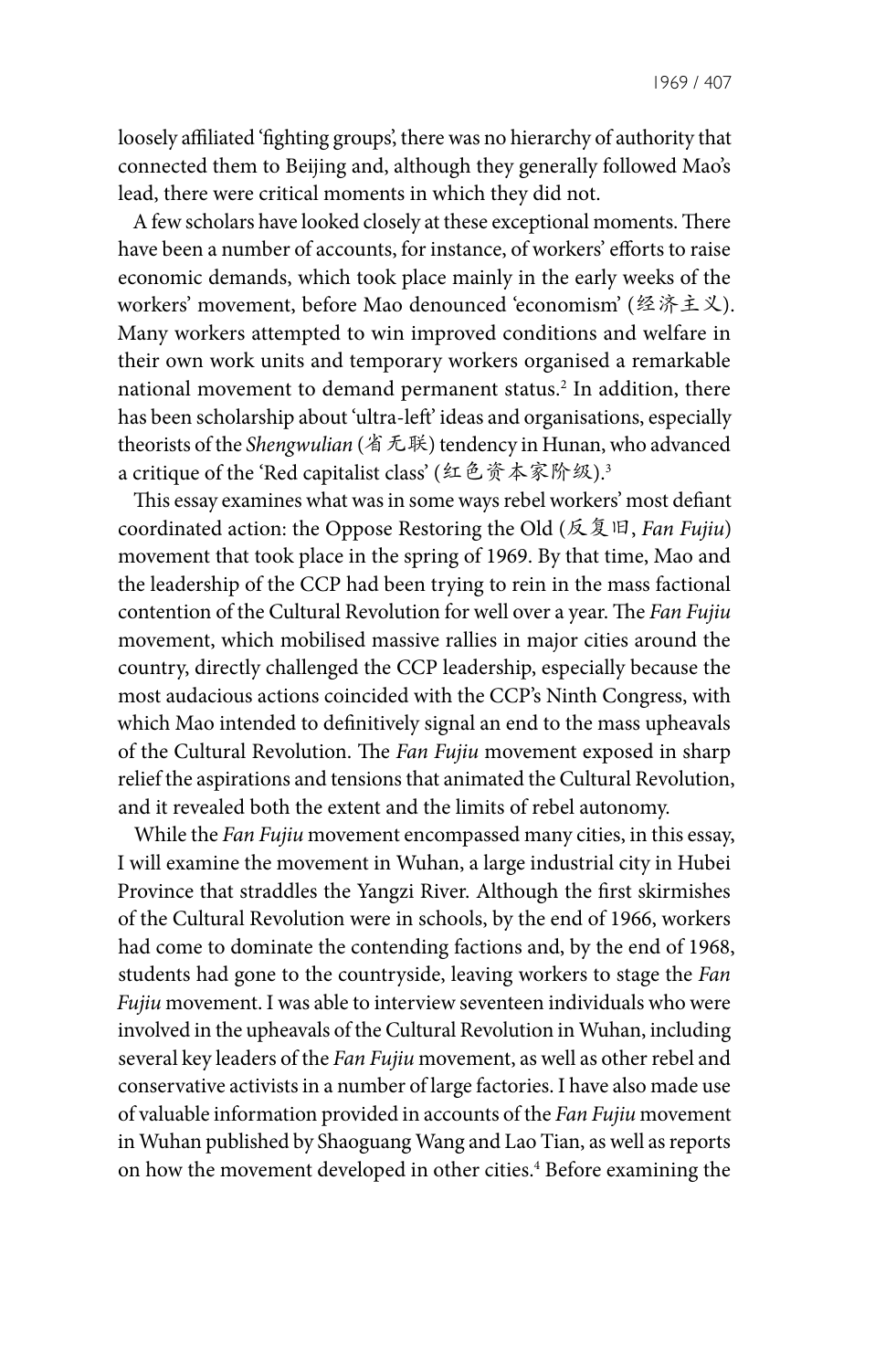loosely affiliated 'fighting groups', there was no hierarchy of authority that connected them to Beijing and, although they generally followed Mao's lead, there were critical moments in which they did not.

A few scholars have looked closely at these exceptional moments. There have been a number of accounts, for instance, of workers' efforts to raise economic demands, which took place mainly in the early weeks of the workers' movement, before Mao denounced 'economism' (经济主义). Many workers attempted to win improved conditions and welfare in their own work units and temporary workers organised a remarkable national movement to demand permanent status.[2] In addition, there has been scholarship about 'ultra-left' ideas and organisations, especially theorists of the *Shengwulian* (省无联) tendency in Hunan, who advanced a critique of the 'Red capitalist class' (红色资本家阶级).[3]

This essay examines what was in some ways rebel workers' most defiant coordinated action: the Oppose Restoring the Old (反复旧, *Fan Fujiu*) movement that took place in the spring of 1969. By that time, Mao and the leadership of the CCP had been trying to rein in the mass factional contention of the Cultural Revolution for well over a year. The *Fan Fujiu* movement, which mobilised massive rallies in major cities around the country, directly challenged the CCP leadership, especially because the most audacious actions coincided with the CCP's Ninth Congress, with which Mao intended to definitively signal an end to the mass upheavals of the Cultural Revolution. The *Fan Fujiu* movement exposed in sharp relief the aspirations and tensions that animated the Cultural Revolution, and it revealed both the extent and the limits of rebel autonomy.

While the *Fan Fujiu* movement encompassed many cities, in this essay, I will examine the movement in Wuhan, a large industrial city in Hubei Province that straddles the Yangzi River. Although the first skirmishes of the Cultural Revolution were in schools, by the end of 1966, workers had come to dominate the contending factions and, by the end of 1968, students had gone to the countryside, leaving workers to stage the *Fan Fujiu* movement. I was able to interview seventeen individuals who were involved in the upheavals of the Cultural Revolution in Wuhan, including several key leaders of the *Fan Fujiu* movement, as well as other rebel and conservative activists in a number of large factories. I have also made use of valuable information provided in accounts of the *Fan Fujiu* movement in Wuhan published by Shaoguang Wang and Lao Tian, as well as reports on how the movement developed in other cities.[4] Before examining the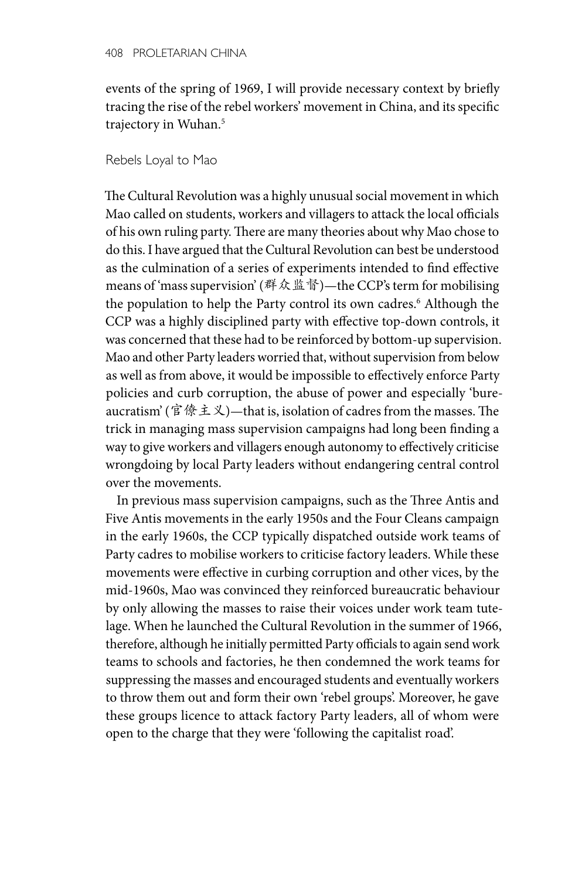events of the spring of 1969, I will provide necessary context by briefly tracing the rise of the rebel workers' movement in China, and its specific trajectory in Wuhan.[5]

## Rebels Loyal to Mao

The Cultural Revolution was a highly unusual social movement in which Mao called on students, workers and villagers to attack the local officials of his own ruling party. There are many theories about why Mao chose to do this. I have argued that the Cultural Revolution can best be understood as the culmination of a series of experiments intended to find effective means of 'mass supervision' (群众监督)—the CCP's term for mobilising the population to help the Party control its own cadres.[6] Although the CCP was a highly disciplined party with effective top-down controls, it was concerned that these had to be reinforced by bottom-up supervision. Mao and other Party leaders worried that, without supervision from below as well as from above, it would be impossible to effectively enforce Party policies and curb corruption, the abuse of power and especially 'bureaucratism' (官僚主义)—that is, isolation of cadres from the masses. The trick in managing mass supervision campaigns had long been finding a way to give workers and villagers enough autonomy to effectively criticise wrongdoing by local Party leaders without endangering central control over the movements.

In previous mass supervision campaigns, such as the Three Antis and Five Antis movements in the early 1950s and the Four Cleans campaign in the early 1960s, the CCP typically dispatched outside work teams of Party cadres to mobilise workers to criticise factory leaders. While these movements were effective in curbing corruption and other vices, by the mid-1960s, Mao was convinced they reinforced bureaucratic behaviour by only allowing the masses to raise their voices under work team tutelage. When he launched the Cultural Revolution in the summer of 1966, therefore, although he initially permitted Party officials to again send work teams to schools and factories, he then condemned the work teams for suppressing the masses and encouraged students and eventually workers to throw them out and form their own 'rebel groups'. Moreover, he gave these groups licence to attack factory Party leaders, all of whom were open to the charge that they were 'following the capitalist road'.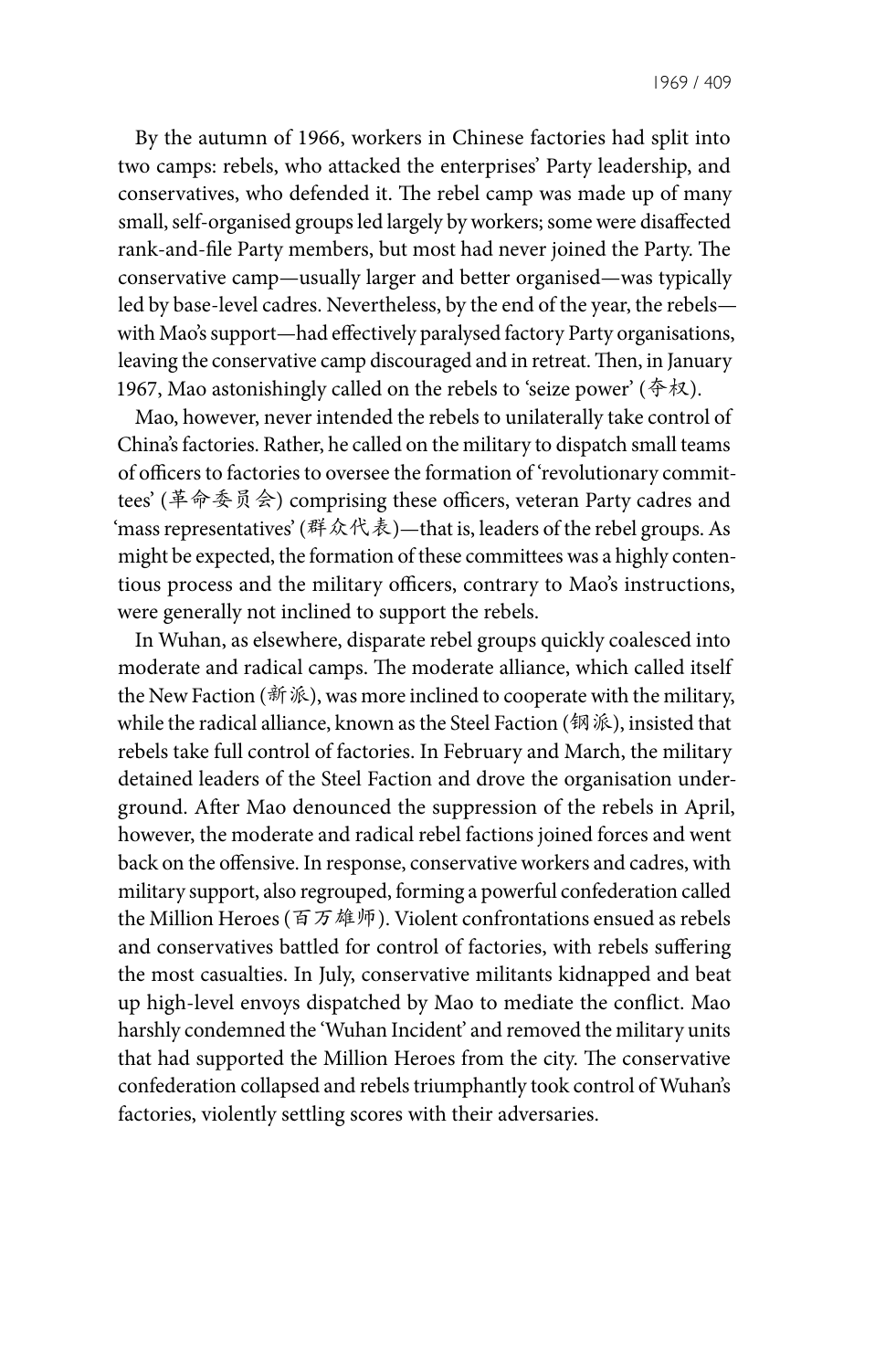By the autumn of 1966, workers in Chinese factories had split into two camps: rebels, who attacked the enterprises' Party leadership, and conservatives, who defended it. The rebel camp was made up of many small, self-organised groups led largely by workers; some were disaffected rank-and-file Party members, but most had never joined the Party. The conservative camp—usually larger and better organised—was typically led by base-level cadres. Nevertheless, by the end of the year, the rebels—with Mao's support—had effectively paralysed factory Party organisations, leaving the conservative camp discouraged and in retreat. Then, in January 1967, Mao astonishingly called on the rebels to 'seize power' (夺权).

Mao, however, never intended the rebels to unilaterally take control of China's factories. Rather, he called on the military to dispatch small teams of officers to factories to oversee the formation of 'revolutionary committees' (革命委员会) comprising these officers, veteran Party cadres and 'mass representatives' (群众代表)—that is, leaders of the rebel groups. As might be expected, the formation of these committees was a highly contentious process and the military officers, contrary to Mao's instructions, were generally not inclined to support the rebels.

In Wuhan, as elsewhere, disparate rebel groups quickly coalesced into moderate and radical camps. The moderate alliance, which called itself the New Faction (新派), was more inclined to cooperate with the military, while the radical alliance, known as the Steel Faction (钢派), insisted that rebels take full control of factories. In February and March, the military detained leaders of the Steel Faction and drove the organisation underground. After Mao denounced the suppression of the rebels in April, however, the moderate and radical rebel factions joined forces and went back on the offensive. In response, conservative workers and cadres, with military support, also regrouped, forming a powerful confederation called the Million Heroes (百万雄师). Violent confrontations ensued as rebels and conservatives battled for control of factories, with rebels suffering the most casualties. In July, conservative militants kidnapped and beat up high-level envoys dispatched by Mao to mediate the conflict. Mao harshly condemned the 'Wuhan Incident' and removed the military units that had supported the Million Heroes from the city. The conservative confederation collapsed and rebels triumphantly took control of Wuhan's factories, violently settling scores with their adversaries.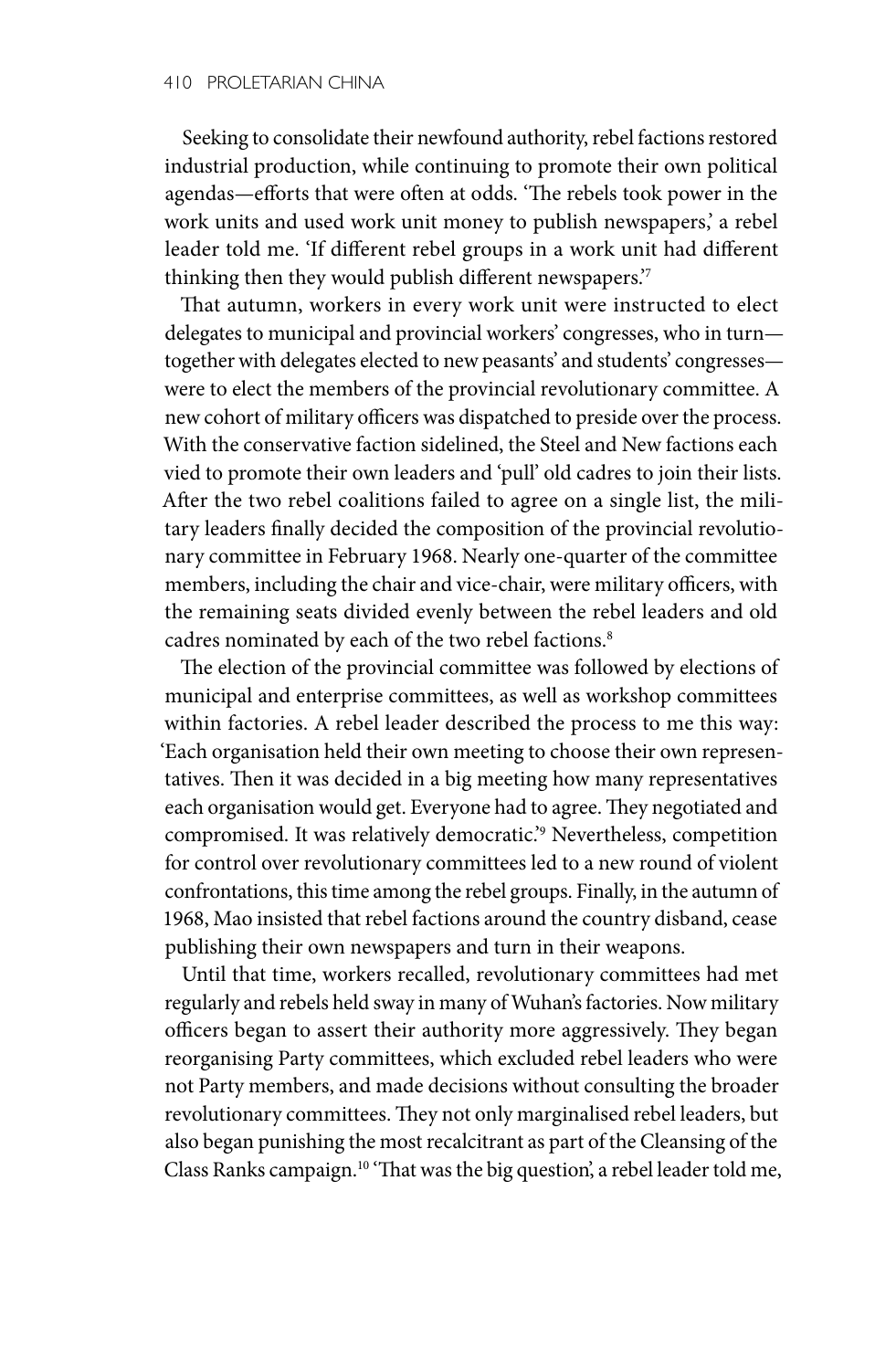Seeking to consolidate their newfound authority, rebel factions restored industrial production, while continuing to promote their own political agendas—efforts that were often at odds. 'The rebels took power in the work units and used work unit money to publish newspapers,' a rebel leader told me. 'If different rebel groups in a work unit had different thinking then they would publish different newspapers.'[7]

That autumn, workers in every work unit were instructed to elect delegates to municipal and provincial workers' congresses, who in turn—together with delegates elected to new peasants' and students' congresses—were to elect the members of the provincial revolutionary committee. A new cohort of military officers was dispatched to preside over the process. With the conservative faction sidelined, the Steel and New factions each vied to promote their own leaders and 'pull' old cadres to join their lists. After the two rebel coalitions failed to agree on a single list, the military leaders finally decided the composition of the provincial revolutionary committee in February 1968. Nearly one-quarter of the committee members, including the chair and vice-chair, were military officers, with the remaining seats divided evenly between the rebel leaders and old cadres nominated by each of the two rebel factions.[8]

The election of the provincial committee was followed by elections of municipal and enterprise committees, as well as workshop committees within factories. A rebel leader described the process to me this way: 'Each organisation held their own meeting to choose their own representatives. Then it was decided in a big meeting how many representatives each organisation would get. Everyone had to agree. They negotiated and compromised. It was relatively democratic.'[9] Nevertheless, competition for control over revolutionary committees led to a new round of violent confrontations, this time among the rebel groups. Finally, in the autumn of 1968, Mao insisted that rebel factions around the country disband, cease publishing their own newspapers and turn in their weapons.

Until that time, workers recalled, revolutionary committees had met regularly and rebels held sway in many of Wuhan's factories. Now military officers began to assert their authority more aggressively. They began reorganising Party committees, which excluded rebel leaders who were not Party members, and made decisions without consulting the broader revolutionary committees. They not only marginalised rebel leaders, but also began punishing the most recalcitrant as part of the Cleansing of the Class Ranks campaign.[10] 'That was the big question', a rebel leader told me,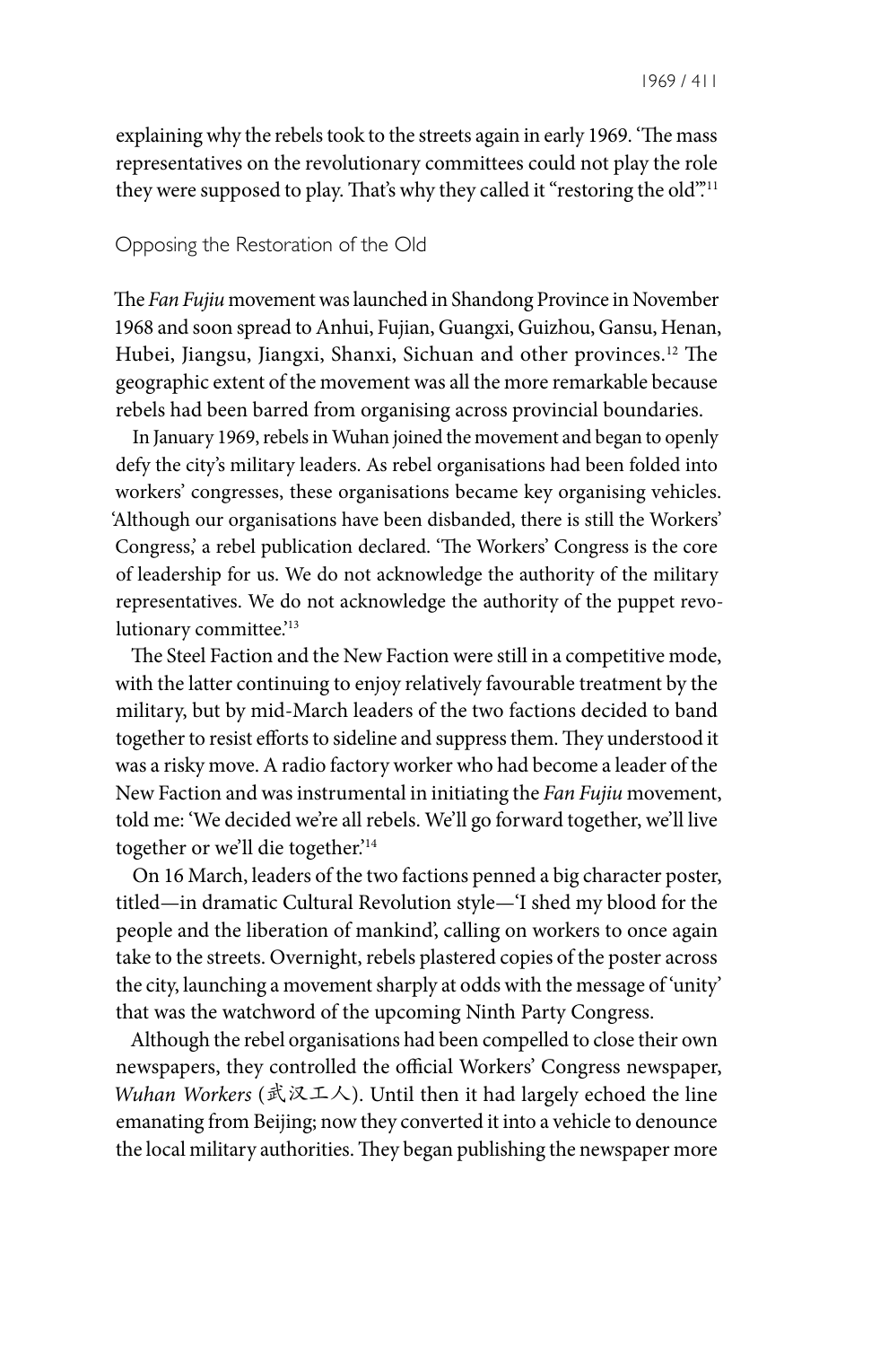explaining why the rebels took to the streets again in early 1969. 'The mass representatives on the revolutionary committees could not play the role they were supposed to play. That's why they called it "restoring the old".'[11]

## Opposing the Restoration of the Old

The *Fan Fujiu* movement was launched in Shandong Province in November 1968 and soon spread to Anhui, Fujian, Guangxi, Guizhou, Gansu, Henan, Hubei, Jiangsu, Jiangxi, Shanxi, Sichuan and other provinces.[12] The geographic extent of the movement was all the more remarkable because rebels had been barred from organising across provincial boundaries.

In January 1969, rebels in Wuhan joined the movement and began to openly defy the city's military leaders. As rebel organisations had been folded into workers' congresses, these organisations became key organising vehicles. 'Although our organisations have been disbanded, there is still the Workers' Congress,' a rebel publication declared. 'The Workers' Congress is the core of leadership for us. We do not acknowledge the authority of the military representatives. We do not acknowledge the authority of the puppet revolutionary committee.'[13]

The Steel Faction and the New Faction were still in a competitive mode, with the latter continuing to enjoy relatively favourable treatment by the military, but by mid-March leaders of the two factions decided to band together to resist efforts to sideline and suppress them. They understood it was a risky move. A radio factory worker who had become a leader of the New Faction and was instrumental in initiating the *Fan Fujiu* movement, told me: 'We decided we're all rebels. We'll go forward together, we'll live together or we'll die together.'[14]

On 16 March, leaders of the two factions penned a big character poster, titled—in dramatic Cultural Revolution style—'I shed my blood for the people and the liberation of mankind', calling on workers to once again take to the streets. Overnight, rebels plastered copies of the poster across the city, launching a movement sharply at odds with the message of 'unity' that was the watchword of the upcoming Ninth Party Congress.

Although the rebel organisations had been compelled to close their own newspapers, they controlled the official Workers' Congress newspaper, *Wuhan Workers* (武汉工人). Until then it had largely echoed the line emanating from Beijing; now they converted it into a vehicle to denounce the local military authorities. They began publishing the newspaper more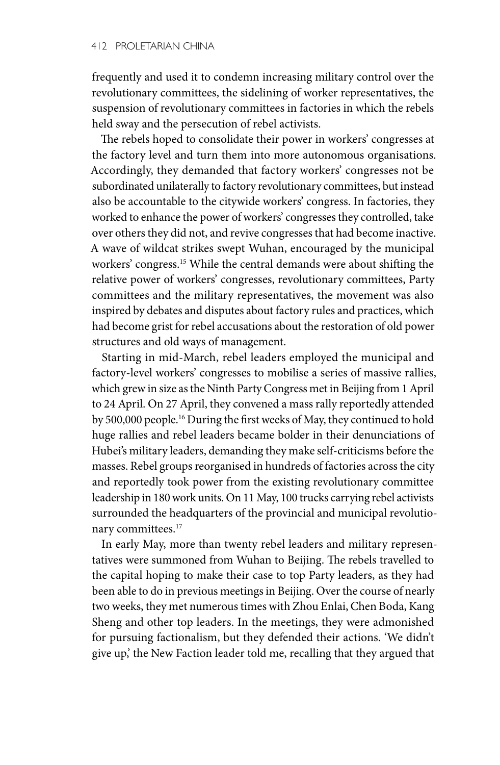frequently and used it to condemn increasing military control over the revolutionary committees, the sidelining of worker representatives, the suspension of revolutionary committees in factories in which the rebels held sway and the persecution of rebel activists.

The rebels hoped to consolidate their power in workers' congresses at the factory level and turn them into more autonomous organisations. Accordingly, they demanded that factory workers' congresses not be subordinated unilaterally to factory revolutionary committees, but instead also be accountable to the citywide workers' congress. In factories, they worked to enhance the power of workers' congresses they controlled, take over others they did not, and revive congresses that had become inactive. A wave of wildcat strikes swept Wuhan, encouraged by the municipal workers' congress.[15] While the central demands were about shifting the relative power of workers' congresses, revolutionary committees, Party committees and the military representatives, the movement was also inspired by debates and disputes about factory rules and practices, which had become grist for rebel accusations about the restoration of old power structures and old ways of management.

Starting in mid-March, rebel leaders employed the municipal and factory-level workers' congresses to mobilise a series of massive rallies, which grew in size as the Ninth Party Congress met in Beijing from 1 April to 24 April. On 27 April, they convened a mass rally reportedly attended by 500,000 people.[16] During the first weeks of May, they continued to hold huge rallies and rebel leaders became bolder in their denunciations of Hubei's military leaders, demanding they make self-criticisms before the masses. Rebel groups reorganised in hundreds of factories across the city and reportedly took power from the existing revolutionary committee leadership in 180 work units. On 11 May, 100 trucks carrying rebel activists surrounded the headquarters of the provincial and municipal revolutionary committees.[17]

In early May, more than twenty rebel leaders and military representatives were summoned from Wuhan to Beijing. The rebels travelled to the capital hoping to make their case to top Party leaders, as they had been able to do in previous meetings in Beijing. Over the course of nearly two weeks, they met numerous times with Zhou Enlai, Chen Boda, Kang Sheng and other top leaders. In the meetings, they were admonished for pursuing factionalism, but they defended their actions. 'We didn't give up,' the New Faction leader told me, recalling that they argued that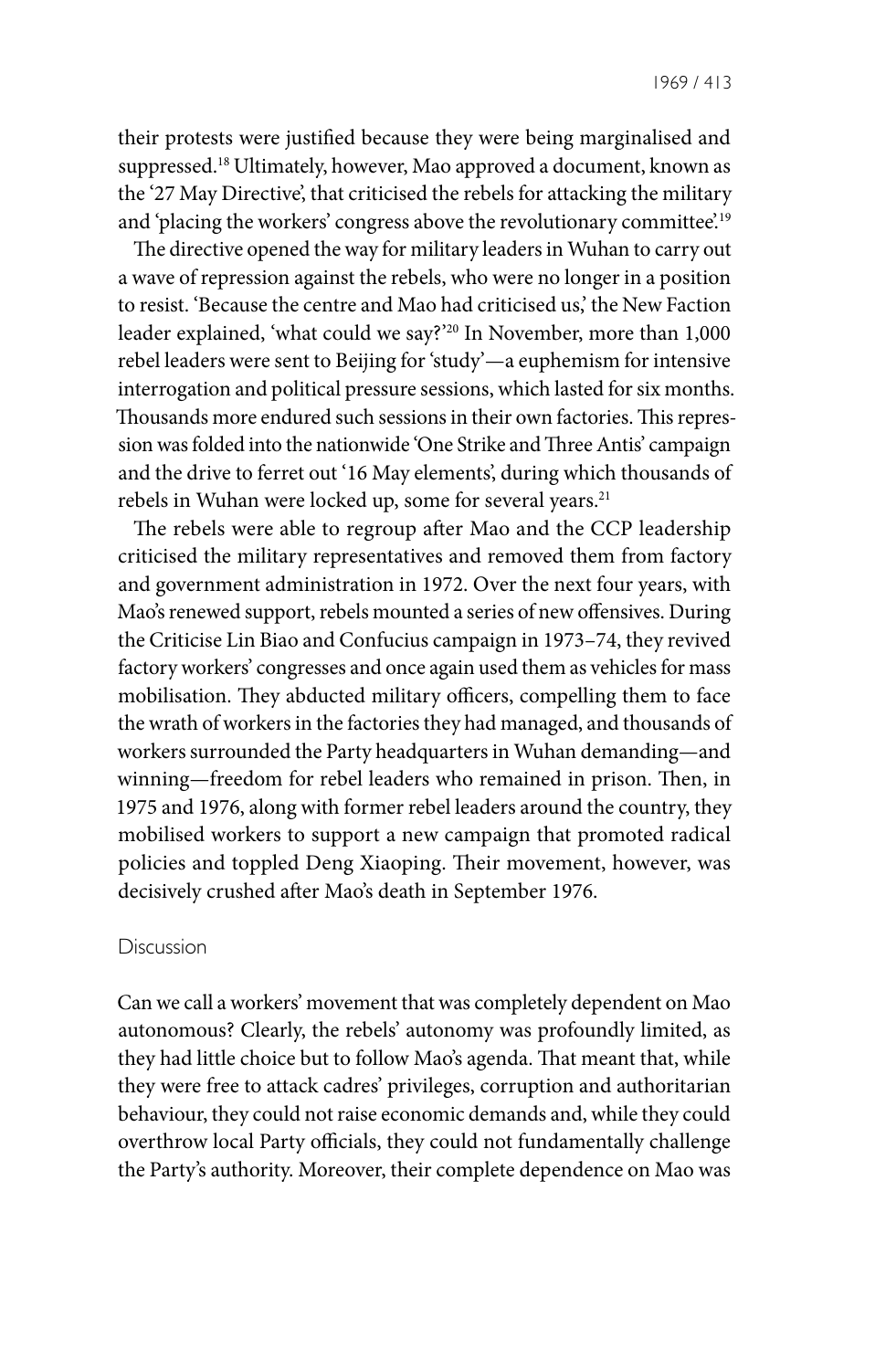their protests were justified because they were being marginalised and suppressed.[18] Ultimately, however, Mao approved a document, known as the '27 May Directive', that criticised the rebels for attacking the military and 'placing the workers' congress above the revolutionary committee'.[19]

The directive opened the way for military leaders in Wuhan to carry out a wave of repression against the rebels, who were no longer in a position to resist. 'Because the centre and Mao had criticised us,' the New Faction leader explained, 'what could we say?'[20] In November, more than 1,000 rebel leaders were sent to Beijing for 'study'—a euphemism for intensive interrogation and political pressure sessions, which lasted for six months. Thousands more endured such sessions in their own factories. This repression was folded into the nationwide 'One Strike and Three Antis' campaign and the drive to ferret out '16 May elements', during which thousands of rebels in Wuhan were locked up, some for several years.[21]

The rebels were able to regroup after Mao and the CCP leadership criticised the military representatives and removed them from factory and government administration in 1972. Over the next four years, with Mao's renewed support, rebels mounted a series of new offensives. During the Criticise Lin Biao and Confucius campaign in 1973–74, they revived factory workers' congresses and once again used them as vehicles for mass mobilisation. They abducted military officers, compelling them to face the wrath of workers in the factories they had managed, and thousands of workers surrounded the Party headquarters in Wuhan demanding—and winning—freedom for rebel leaders who remained in prison. Then, in 1975 and 1976, along with former rebel leaders around the country, they mobilised workers to support a new campaign that promoted radical policies and toppled Deng Xiaoping. Their movement, however, was decisively crushed after Mao's death in September 1976.

## Discussion

Can we call a workers' movement that was completely dependent on Mao autonomous? Clearly, the rebels' autonomy was profoundly limited, as they had little choice but to follow Mao's agenda. That meant that, while they were free to attack cadres' privileges, corruption and authoritarian behaviour, they could not raise economic demands and, while they could overthrow local Party officials, they could not fundamentally challenge the Party's authority. Moreover, their complete dependence on Mao was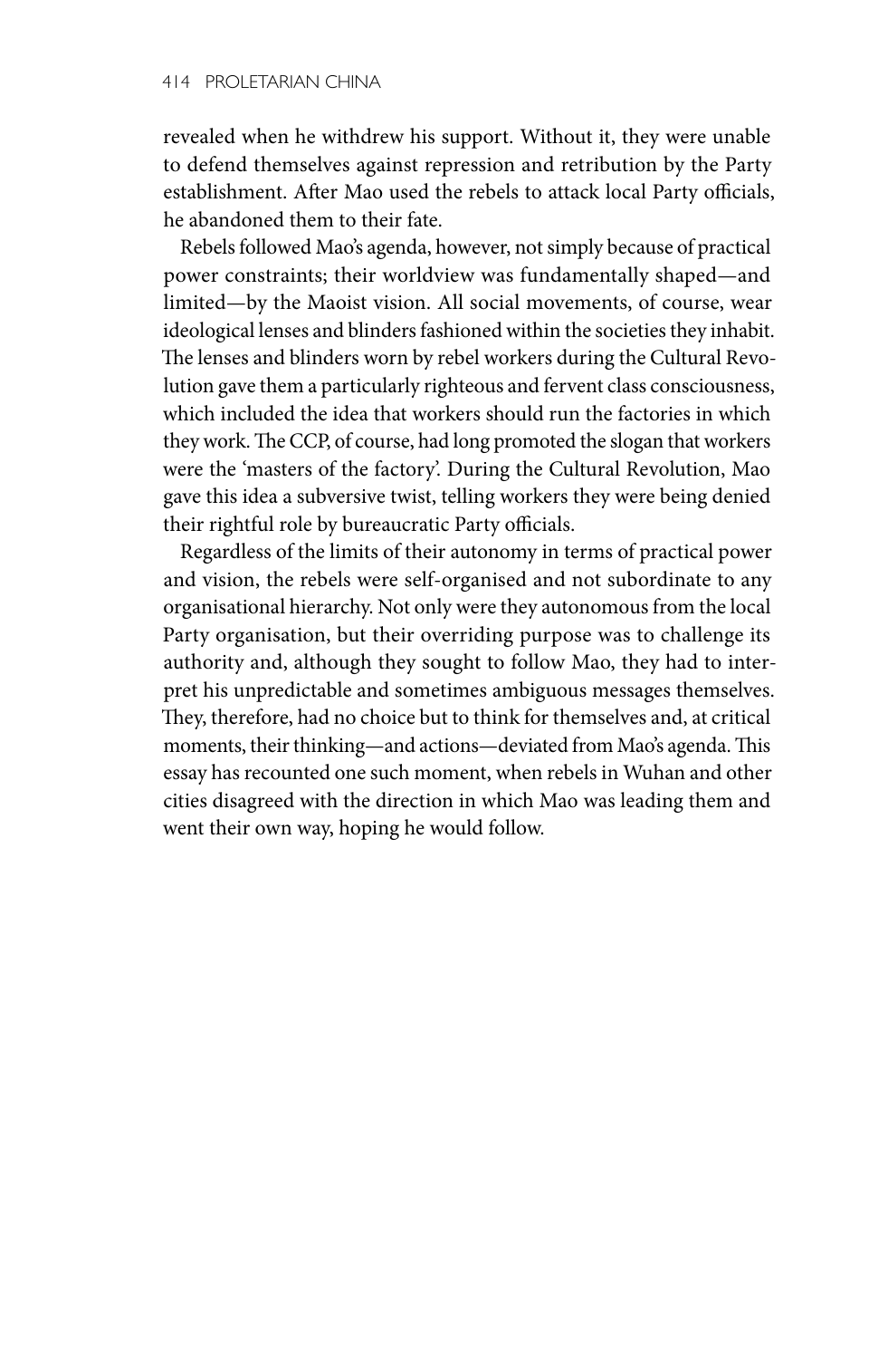revealed when he withdrew his support. Without it, they were unable to defend themselves against repression and retribution by the Party establishment. After Mao used the rebels to attack local Party officials, he abandoned them to their fate.

Rebels followed Mao's agenda, however, not simply because of practical power constraints; their worldview was fundamentally shaped—and limited—by the Maoist vision. All social movements, of course, wear ideological lenses and blinders fashioned within the societies they inhabit. The lenses and blinders worn by rebel workers during the Cultural Revolution gave them a particularly righteous and fervent class consciousness, which included the idea that workers should run the factories in which they work. The CCP, of course, had long promoted the slogan that workers were the 'masters of the factory'. During the Cultural Revolution, Mao gave this idea a subversive twist, telling workers they were being denied their rightful role by bureaucratic Party officials.

Regardless of the limits of their autonomy in terms of practical power and vision, the rebels were self-organised and not subordinate to any organisational hierarchy. Not only were they autonomous from the local Party organisation, but their overriding purpose was to challenge its authority and, although they sought to follow Mao, they had to interpret his unpredictable and sometimes ambiguous messages themselves. They, therefore, had no choice but to think for themselves and, at critical moments, their thinking—and actions—deviated from Mao's agenda. This essay has recounted one such moment, when rebels in Wuhan and other cities disagreed with the direction in which Mao was leading them and went their own way, hoping he would follow.